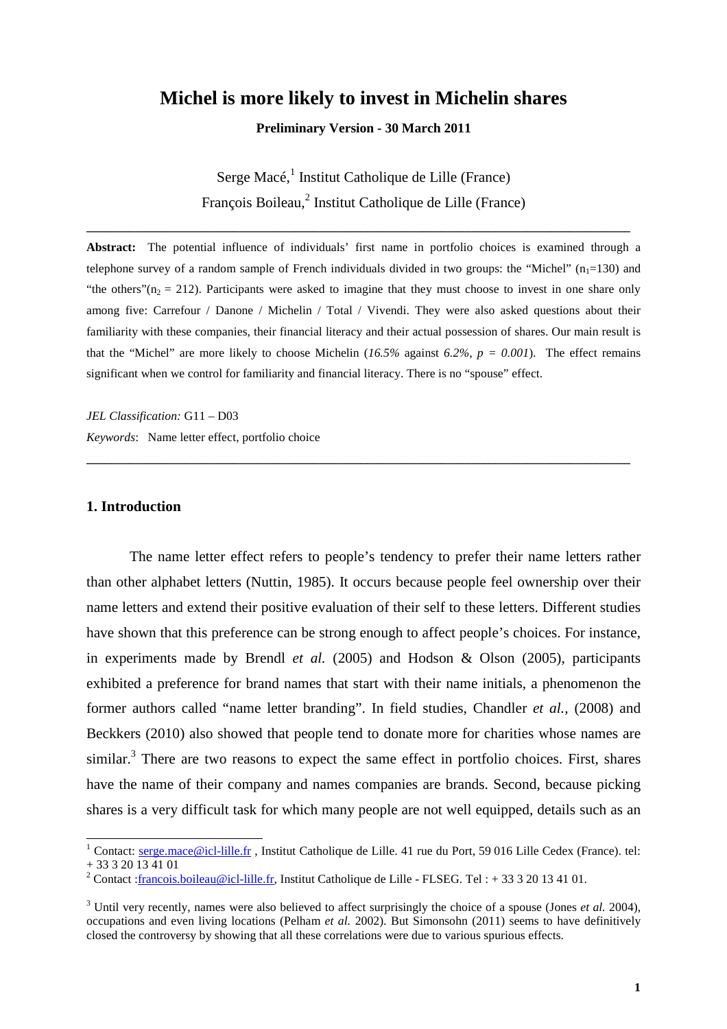# Michel is more likely to invest in Michelin shares

**Preliminary Version - 30 March 2011**

Serge Macé,[1] Institut Catholique de Lille (France)

François Boileau,[2] Institut Catholique de Lille (France)

---

**Abstract:** The potential influence of individuals' first name in portfolio choices is examined through a telephone survey of a random sample of French individuals divided in two groups: the "Michel" ($n_1$=130) and "the others"($n_2$ = 212). Participants were asked to imagine that they must choose to invest in one share only among five: Carrefour / Danone / Michelin / Total / Vivendi. They were also asked questions about their familiarity with these companies, their financial literacy and their actual possession of shares. Our main result is that the "Michel" are more likely to choose Michelin (*16.5%* against *6.2%*, *p = 0.001*). The effect remains significant when we control for familiarity and financial literacy. There is no "spouse" effect.

*JEL Classification:* G11 – D03

*Keywords*: Name letter effect, portfolio choice

---

## 1. Introduction

The name letter effect refers to people's tendency to prefer their name letters rather than other alphabet letters (Nuttin, 1985). It occurs because people feel ownership over their name letters and extend their positive evaluation of their self to these letters. Different studies have shown that this preference can be strong enough to affect people's choices. For instance, in experiments made by Brendl *et al.* (2005) and Hodson & Olson (2005), participants exhibited a preference for brand names that start with their name initials, a phenomenon the former authors called "name letter branding". In field studies, Chandler *et al.*, (2008) and Beckkers (2010) also showed that people tend to donate more for charities whose names are similar.[3] There are two reasons to expect the same effect in portfolio choices. First, shares have the name of their company and names companies are brands. Second, because picking shares is a very difficult task for which many people are not well equipped, details such as an

---

[1] Contact: serge.mace@icl-lille.fr , Institut Catholique de Lille. 41 rue du Port, 59 016 Lille Cedex (France). tel: + 33 3 20 13 41 01

[2] Contact :francois.boileau@icl-lille.fr, Institut Catholique de Lille - FLSEG. Tel : + 33 3 20 13 41 01.

[3] Until very recently, names were also believed to affect surprisingly the choice of a spouse (Jones *et al.* 2004), occupations and even living locations (Pelham *et al.* 2002). But Simonsohn (2011) seems to have definitively closed the controversy by showing that all these correlations were due to various spurious effects.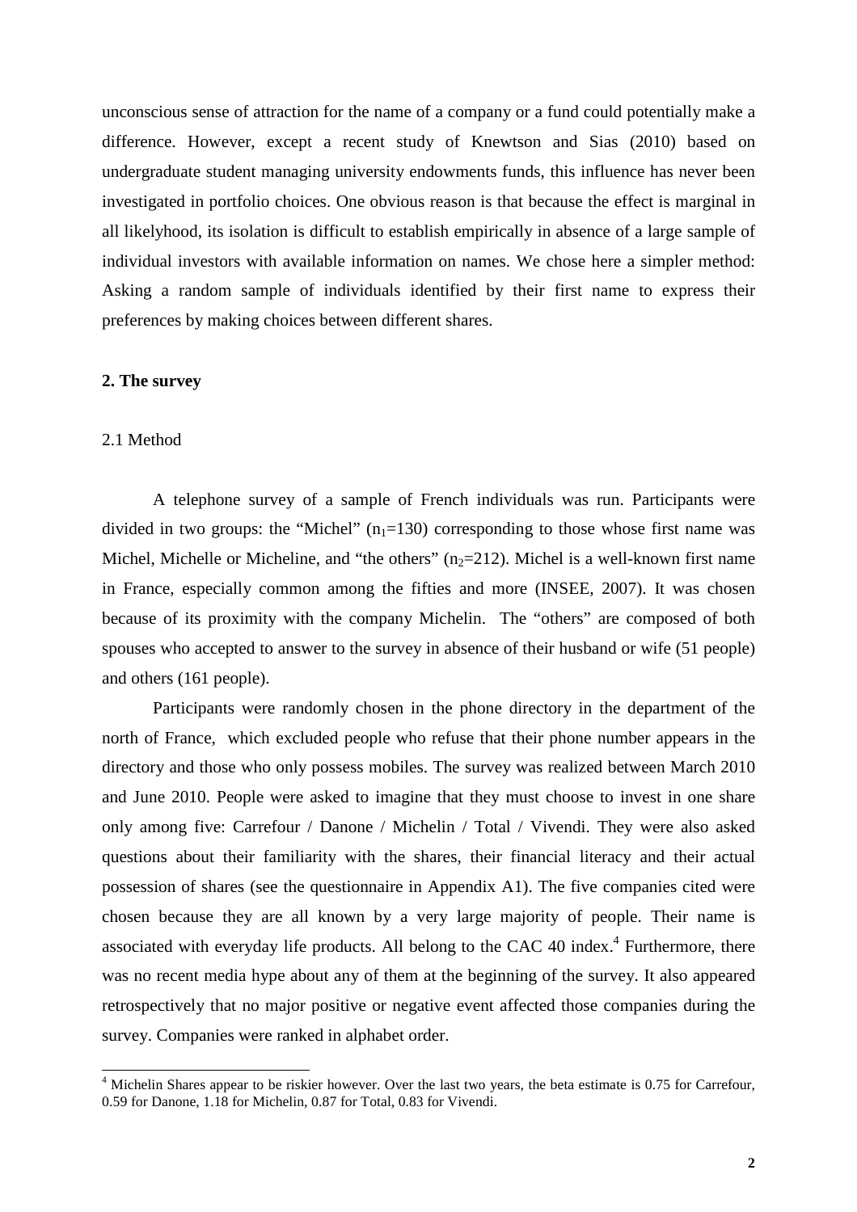unconscious sense of attraction for the name of a company or a fund could potentially make a difference. However, except a recent study of Knewtson and Sias (2010) based on undergraduate student managing university endowments funds, this influence has never been investigated in portfolio choices. One obvious reason is that because the effect is marginal in all likelyhood, its isolation is difficult to establish empirically in absence of a large sample of individual investors with available information on names. We chose here a simpler method: Asking a random sample of individuals identified by their first name to express their preferences by making choices between different shares.

## 2. The survey

### 2.1 Method

A telephone survey of a sample of French individuals was run. Participants were divided in two groups: the "Michel" ($n_1$=130) corresponding to those whose first name was Michel, Michelle or Micheline, and "the others" ($n_2$=212). Michel is a well-known first name in France, especially common among the fifties and more (INSEE, 2007). It was chosen because of its proximity with the company Michelin. The "others" are composed of both spouses who accepted to answer to the survey in absence of their husband or wife (51 people) and others (161 people).

Participants were randomly chosen in the phone directory in the department of the north of France, which excluded people who refuse that their phone number appears in the directory and those who only possess mobiles. The survey was realized between March 2010 and June 2010. People were asked to imagine that they must choose to invest in one share only among five: Carrefour / Danone / Michelin / Total / Vivendi. They were also asked questions about their familiarity with the shares, their financial literacy and their actual possession of shares (see the questionnaire in Appendix A1). The five companies cited were chosen because they are all known by a very large majority of people. Their name is associated with everyday life products. All belong to the CAC 40 index.[4] Furthermore, there was no recent media hype about any of them at the beginning of the survey. It also appeared retrospectively that no major positive or negative event affected those companies during the survey. Companies were ranked in alphabet order.

[4] Michelin Shares appear to be riskier however. Over the last two years, the beta estimate is 0.75 for Carrefour, 0.59 for Danone, 1.18 for Michelin, 0.87 for Total, 0.83 for Vivendi.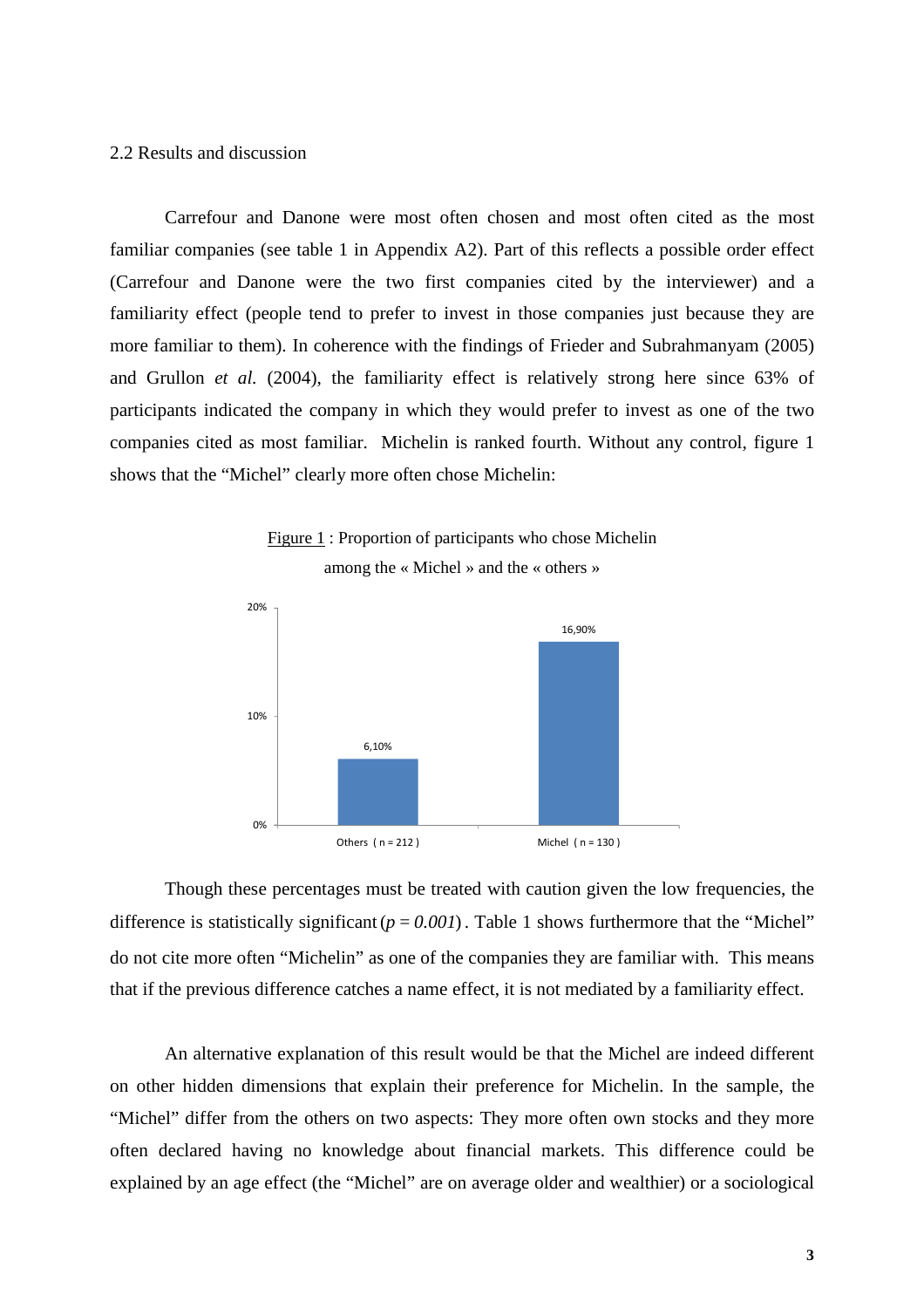2.2 Results and discussion

Carrefour and Danone were most often chosen and most often cited as the most familiar companies (see table 1 in Appendix A2). Part of this reflects a possible order effect (Carrefour and Danone were the two first companies cited by the interviewer) and a familiarity effect (people tend to prefer to invest in those companies just because they are more familiar to them). In coherence with the findings of Frieder and Subrahmanyam (2005) and Grullon *et al.* (2004), the familiarity effect is relatively strong here since 63% of participants indicated the company in which they would prefer to invest as one of the two companies cited as most familiar. Michelin is ranked fourth. Without any control, figure 1 shows that the "Michel" clearly more often chose Michelin:

Figure 1 : Proportion of participants who chose Michelin among the « Michel » and the « others »

| | Others ( n = 212 ) | Michel ( n = 130 ) |
|---|---|---|
| Proportion who chose Michelin | 6,10% | 16,90% |

Though these percentages must be treated with caution given the low frequencies, the difference is statistically significant ($p = 0.001$). Table 1 shows furthermore that the "Michel" do not cite more often "Michelin" as one of the companies they are familiar with. This means that if the previous difference catches a name effect, it is not mediated by a familiarity effect.

An alternative explanation of this result would be that the Michel are indeed different on other hidden dimensions that explain their preference for Michelin. In the sample, the "Michel" differ from the others on two aspects: They more often own stocks and they more often declared having no knowledge about financial markets. This difference could be explained by an age effect (the "Michel" are on average older and wealthier) or a sociological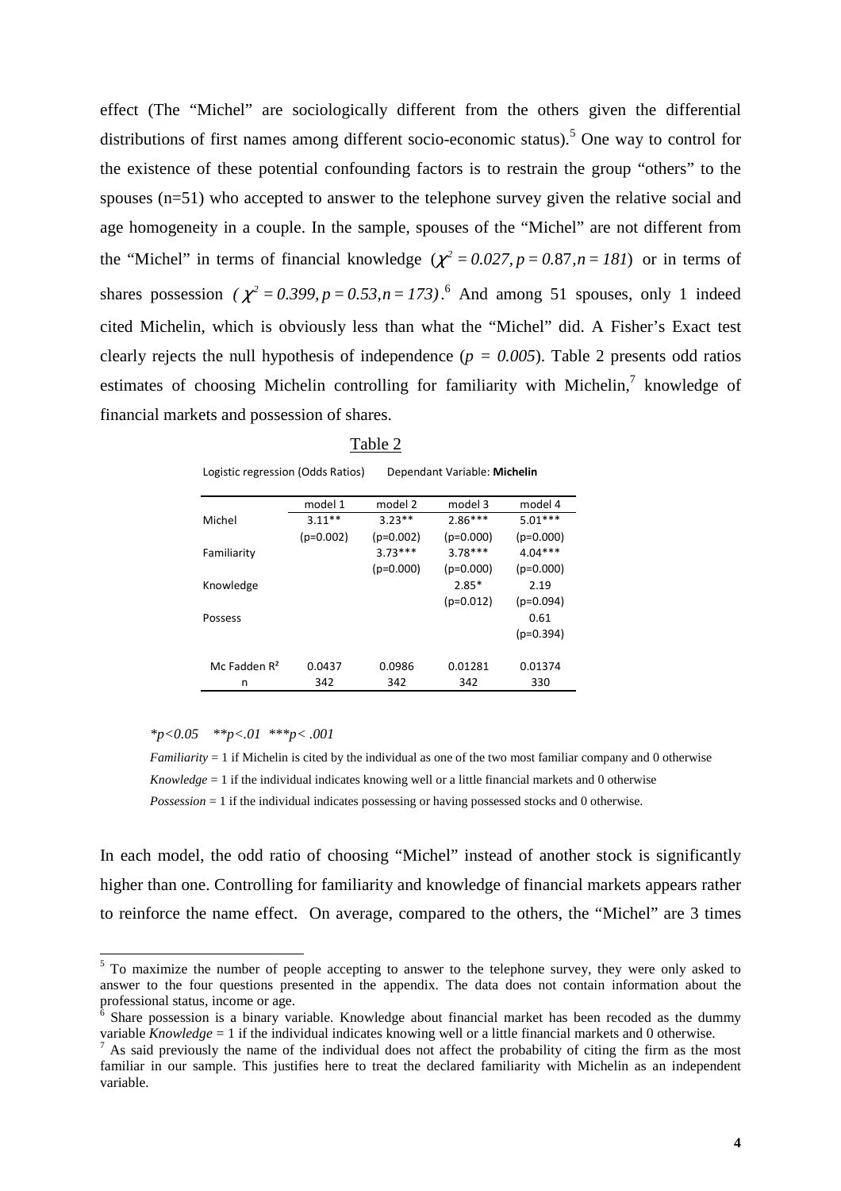effect (The "Michel" are sociologically different from the others given the differential distributions of first names among different socio-economic status).[5] One way to control for the existence of these potential confounding factors is to restrain the group "others" to the spouses (n=51) who accepted to answer to the telephone survey given the relative social and age homogeneity in a couple. In the sample, spouses of the "Michel" are not different from the "Michel" in terms of financial knowledge ($\chi^2 = 0.027, p = 0.87, n = 181$) or in terms of shares possession ($\chi^2 = 0.399, p = 0.53, n = 173$).[6] And among 51 spouses, only 1 indeed cited Michelin, which is obviously less than what the "Michel" did. A Fisher's Exact test clearly rejects the null hypothesis of independence ($p = 0.005$). Table 2 presents odd ratios estimates of choosing Michelin controlling for familiarity with Michelin,[7] knowledge of financial markets and possession of shares.

Table 2

Logistic regression (Odds Ratios) Dependant Variable: **Michelin**

| | model 1 | model 2 | model 3 | model 4 |
|---|---|---|---|---|
| Michel | 3.11** | 3.23** | 2.86*** | 5.01*** |
| | (p=0.002) | (p=0.002) | (p=0.000) | (p=0.000) |
| Familiarity | | 3.73*** | 3.78*** | 4.04*** |
| | | (p=0.000) | (p=0.000) | (p=0.000) |
| Knowledge | | | 2.85* | 2.19 |
| | | | (p=0.012) | (p=0.094) |
| Possess | | | | 0.61 |
| | | | | (p=0.394) |
| Mc Fadden R² | 0.0437 | 0.0986 | 0.01281 | 0.01374 |
| n | 342 | 342 | 342 | 330 |

*\*p<0.05 \*\*p<.01 \*\*\*p< .001*

*Familiarity* = 1 if Michelin is cited by the individual as one of the two most familiar company and 0 otherwise

*Knowledge* = 1 if the individual indicates knowing well or a little financial markets and 0 otherwise

*Possession* = 1 if the individual indicates possessing or having possessed stocks and 0 otherwise.

In each model, the odd ratio of choosing "Michel" instead of another stock is significantly higher than one. Controlling for familiarity and knowledge of financial markets appears rather to reinforce the name effect. On average, compared to the others, the "Michel" are 3 times

---

[5] To maximize the number of people accepting to answer to the telephone survey, they were only asked to answer to the four questions presented in the appendix. The data does not contain information about the professional status, income or age.

[6] Share possession is a binary variable. Knowledge about financial market has been recoded as the dummy variable *Knowledge* = 1 if the individual indicates knowing well or a little financial markets and 0 otherwise.

[7] As said previously the name of the individual does not affect the probability of citing the firm as the most familiar in our sample. This justifies here to treat the declared familiarity with Michelin as an independent variable.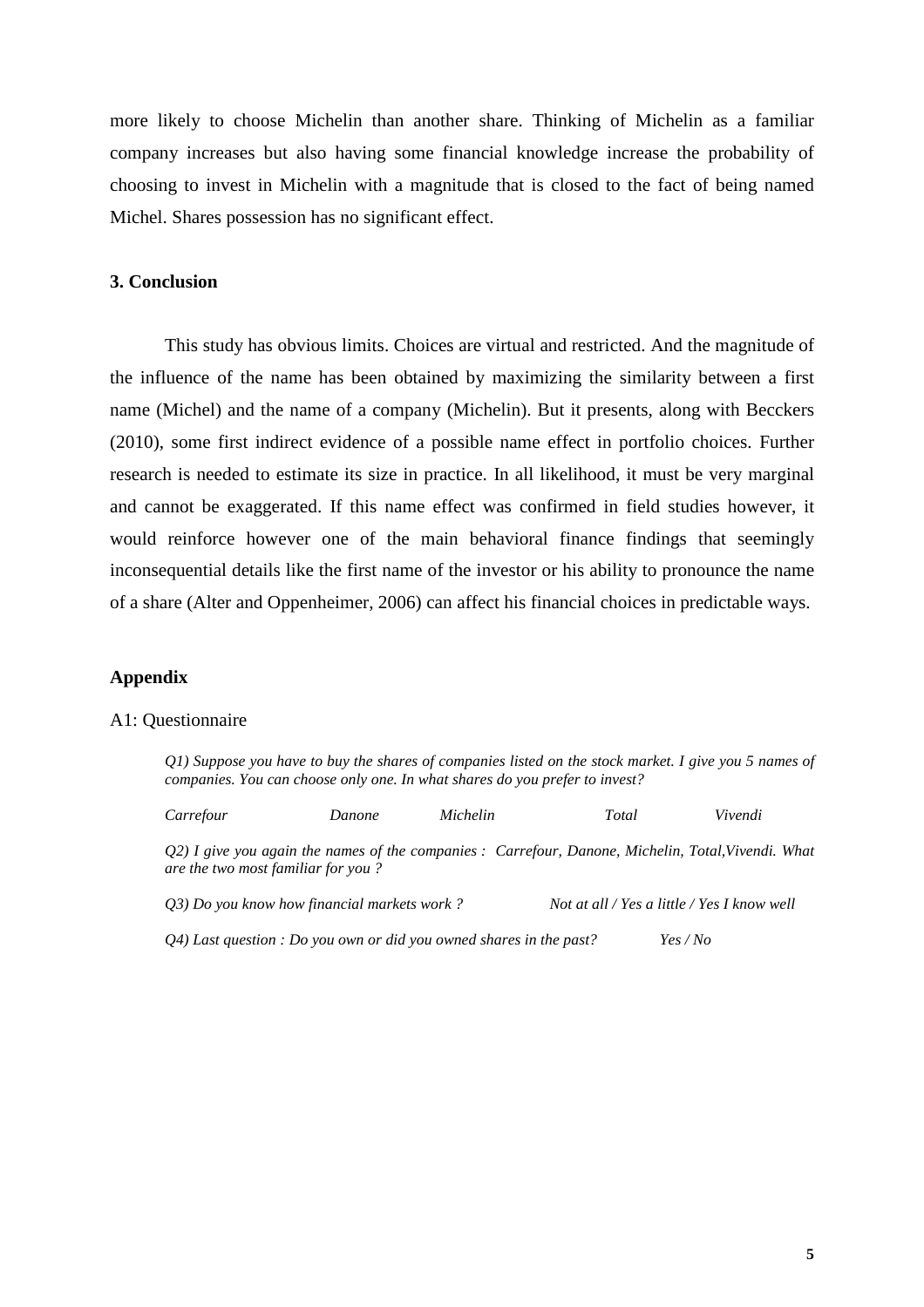more likely to choose Michelin than another share. Thinking of Michelin as a familiar company increases but also having some financial knowledge increase the probability of choosing to invest in Michelin with a magnitude that is closed to the fact of being named Michel. Shares possession has no significant effect.

### 3. Conclusion

This study has obvious limits. Choices are virtual and restricted. And the magnitude of the influence of the name has been obtained by maximizing the similarity between a first name (Michel) and the name of a company (Michelin). But it presents, along with Becckers (2010), some first indirect evidence of a possible name effect in portfolio choices. Further research is needed to estimate its size in practice. In all likelihood, it must be very marginal and cannot be exaggerated. If this name effect was confirmed in field studies however, it would reinforce however one of the main behavioral finance findings that seemingly inconsequential details like the first name of the investor or his ability to pronounce the name of a share (Alter and Oppenheimer, 2006) can affect his financial choices in predictable ways.

### Appendix

A1: Questionnaire

*Q1) Suppose you have to buy the shares of companies listed on the stock market. I give you 5 names of companies. You can choose only one. In what shares do you prefer to invest?*

*Carrefour Danone Michelin Total Vivendi*

*Q2) I give you again the names of the companies : Carrefour, Danone, Michelin, Total,Vivendi. What are the two most familiar for you ?*

*Q3) Do you know how financial markets work ? Not at all / Yes a little / Yes I know well*

*Q4) Last question : Do you own or did you owned shares in the past? Yes / No*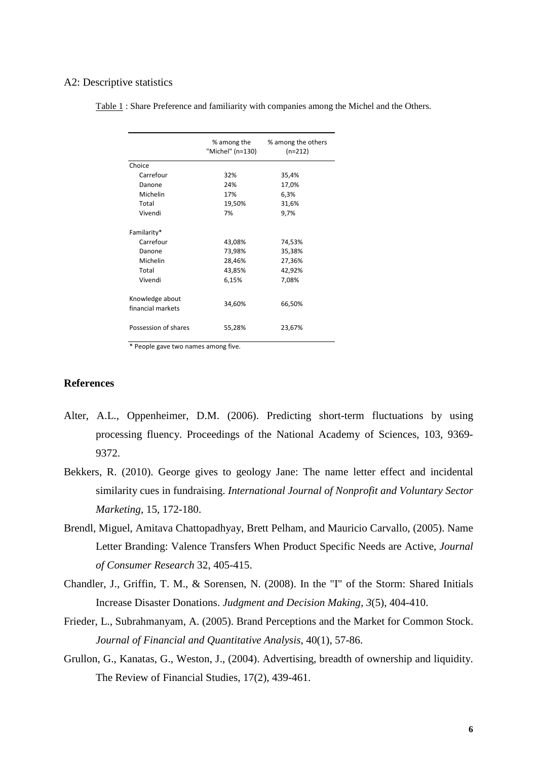A2: Descriptive statistics

Table 1 : Share Preference and familiarity with companies among the Michel and the Others.

| | % among the "Michel" (n=130) | % among the others (n=212) |
|---|---|---|
| Choice | | |
| Carrefour | 32% | 35,4% |
| Danone | 24% | 17,0% |
| Michelin | 17% | 6,3% |
| Total | 19,50% | 31,6% |
| Vivendi | 7% | 9,7% |
| Familarity* | | |
| Carrefour | 43,08% | 74,53% |
| Danone | 73,98% | 35,38% |
| Michelin | 28,46% | 27,36% |
| Total | 43,85% | 42,92% |
| Vivendi | 6,15% | 7,08% |
| Knowledge about financial markets | 34,60% | 66,50% |
| Possession of shares | 55,28% | 23,67% |

\* People gave two names among five.

## References

Alter, A.L., Oppenheimer, D.M. (2006). Predicting short-term fluctuations by using processing fluency. Proceedings of the National Academy of Sciences, 103, 9369-9372.

Bekkers, R. (2010). George gives to geology Jane: The name letter effect and incidental similarity cues in fundraising. *International Journal of Nonprofit and Voluntary Sector Marketing*, 15, 172-180.

Brendl, Miguel, Amitava Chattopadhyay, Brett Pelham, and Mauricio Carvallo, (2005). Name Letter Branding: Valence Transfers When Product Specific Needs are Active, *Journal of Consumer Research* 32, 405-415.

Chandler, J., Griffin, T. M., & Sorensen, N. (2008). In the "I" of the Storm: Shared Initials Increase Disaster Donations. *Judgment and Decision Making, 3*(5), 404-410.

Frieder, L., Subrahmanyam, A. (2005). Brand Perceptions and the Market for Common Stock. *Journal of Financial and Quantitative Analysis*, 40(1), 57-86.

Grullon, G., Kanatas, G., Weston, J., (2004). Advertising, breadth of ownership and liquidity. The Review of Financial Studies, 17(2), 439-461.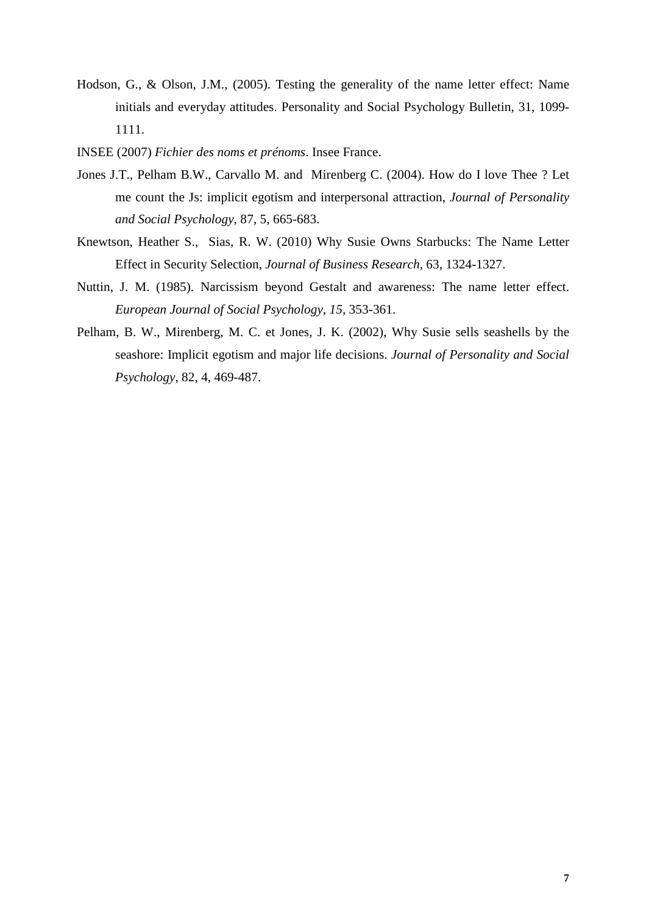Hodson, G., & Olson, J.M., (2005). Testing the generality of the name letter effect: Name initials and everyday attitudes. Personality and Social Psychology Bulletin, 31, 1099-1111.

INSEE (2007) *Fichier des noms et prénoms*. Insee France.

Jones J.T., Pelham B.W., Carvallo M. and Mirenberg C. (2004). How do I love Thee ? Let me count the Js: implicit egotism and interpersonal attraction, *Journal of Personality and Social Psychology*, 87, 5, 665-683.

Knewtson, Heather S., Sias, R. W. (2010) Why Susie Owns Starbucks: The Name Letter Effect in Security Selection, *Journal of Business Research*, 63, 1324-1327.

Nuttin, J. M. (1985). Narcissism beyond Gestalt and awareness: The name letter effect. *European Journal of Social Psychology*, *15*, 353-361.

Pelham, B. W., Mirenberg, M. C. et Jones, J. K. (2002), Why Susie sells seashells by the seashore: Implicit egotism and major life decisions. *Journal of Personality and Social Psychology*, 82, 4, 469-487.